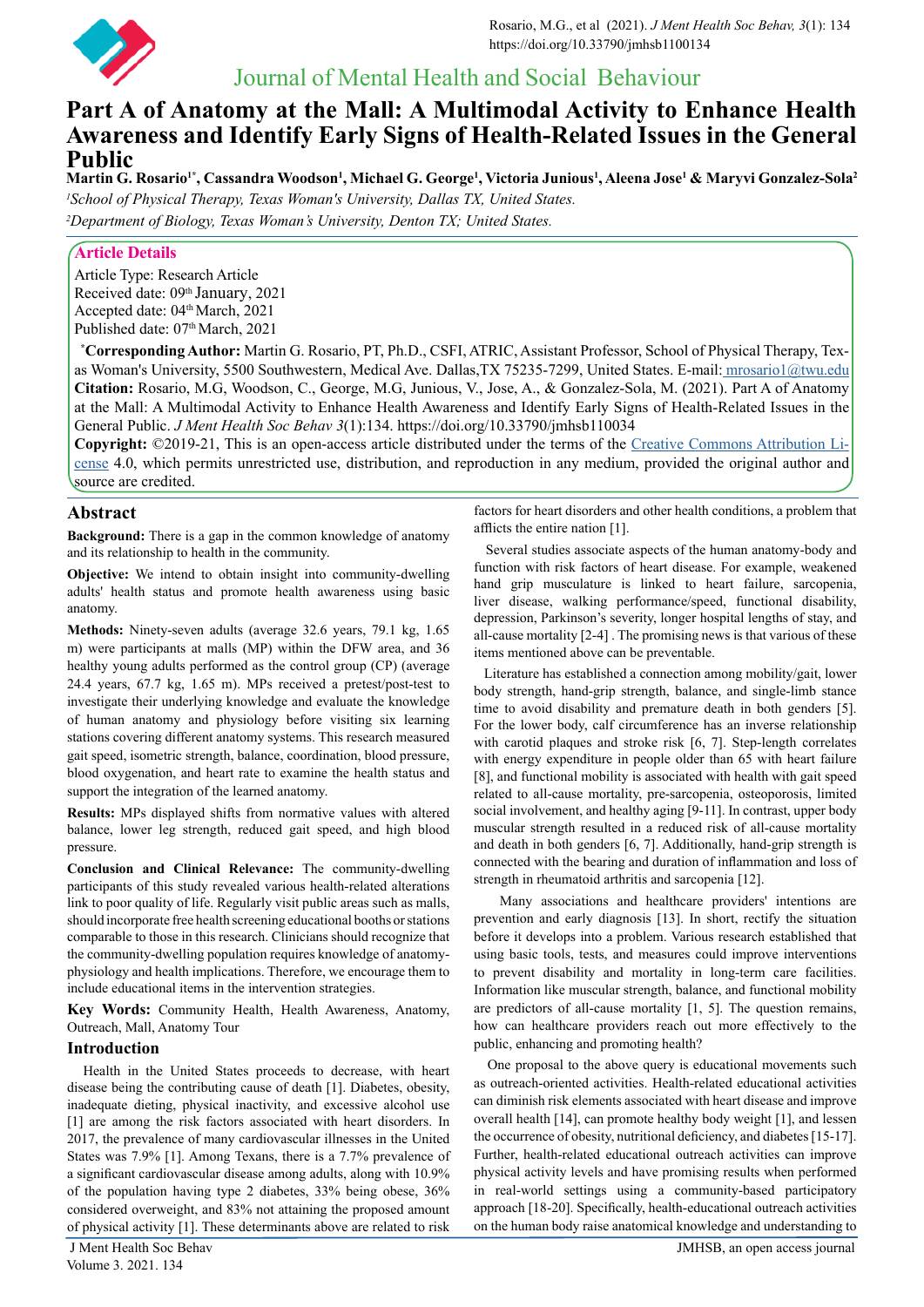# Journal of Mental Health and Social Behaviour

# Part A of Anatomy at the Mall: A Multimodal Activity to Enhance Health Awareness and Identify Early Signs of Health-Related Issues in the General Public

**Martin G. Rosario[1*], Cassandra Woodson[1], Michael G. George[1], Victoria Junious[1], Aleena Jose[1] & Maryvi Gonzalez-Sola[2]**

[1]*School of Physical Therapy, Texas Woman's University, Dallas TX, United States.*

[2]*Department of Biology, Texas Woman's University, Denton TX; United States.*

## Article Details

Article Type: Research Article
Received date: 09th January, 2021
Accepted date: 04th March, 2021
Published date: 07th March, 2021

**\*Corresponding Author:** Martin G. Rosario, PT, Ph.D., CSFI, ATRIC, Assistant Professor, School of Physical Therapy, Texas Woman's University, 5500 Southwestern, Medical Ave. Dallas,TX 75235-7299, United States. E-mail: mrosario1@twu.edu

**Citation:** Rosario, M.G, Woodson, C., George, M.G, Junious, V., Jose, A., & Gonzalez-Sola, M. (2021). Part A of Anatomy at the Mall: A Multimodal Activity to Enhance Health Awareness and Identify Early Signs of Health-Related Issues in the General Public. *J Ment Health Soc Behav 3*(1):134. https://doi.org/10.33790/jmhsb110034

**Copyright:** ©2019-21, This is an open-access article distributed under the terms of the Creative Commons Attribution License 4.0, which permits unrestricted use, distribution, and reproduction in any medium, provided the original author and source are credited.

## Abstract

**Background:** There is a gap in the common knowledge of anatomy and its relationship to health in the community.

**Objective:** We intend to obtain insight into community-dwelling adults' health status and promote health awareness using basic anatomy.

**Methods:** Ninety-seven adults (average 32.6 years, 79.1 kg, 1.65 m) were participants at malls (MP) within the DFW area, and 36 healthy young adults performed as the control group (CP) (average 24.4 years, 67.7 kg, 1.65 m). MPs received a pretest/post-test to investigate their underlying knowledge and evaluate the knowledge of human anatomy and physiology before visiting six learning stations covering different anatomy systems. This research measured gait speed, isometric strength, balance, coordination, blood pressure, blood oxygenation, and heart rate to examine the health status and support the integration of the learned anatomy.

**Results:** MPs displayed shifts from normative values with altered balance, lower leg strength, reduced gait speed, and high blood pressure.

**Conclusion and Clinical Relevance:** The community-dwelling participants of this study revealed various health-related alterations link to poor quality of life. Regularly visit public areas such as malls, should incorporate free health screening educational booths or stations comparable to those in this research. Clinicians should recognize that the community-dwelling population requires knowledge of anatomy-physiology and health implications. Therefore, we encourage them to include educational items in the intervention strategies.

**Key Words:** Community Health, Health Awareness, Anatomy, Outreach, Mall, Anatomy Tour

## Introduction

Health in the United States proceeds to decrease, with heart disease being the contributing cause of death [1]. Diabetes, obesity, inadequate dieting, physical inactivity, and excessive alcohol use [1] are among the risk factors associated with heart disorders. In 2017, the prevalence of many cardiovascular illnesses in the United States was 7.9% [1]. Among Texans, there is a 7.7% prevalence of a significant cardiovascular disease among adults, along with 10.9% of the population having type 2 diabetes, 33% being obese, 36% considered overweight, and 83% not attaining the proposed amount of physical activity [1]. These determinants above are related to risk factors for heart disorders and other health conditions, a problem that afflicts the entire nation [1].

Several studies associate aspects of the human anatomy-body and function with risk factors of heart disease. For example, weakened hand grip musculature is linked to heart failure, sarcopenia, liver disease, walking performance/speed, functional disability, depression, Parkinson's severity, longer hospital lengths of stay, and all-cause mortality [2-4] . The promising news is that various of these items mentioned above can be preventable.

Literature has established a connection among mobility/gait, lower body strength, hand-grip strength, balance, and single-limb stance time to avoid disability and premature death in both genders [5]. For the lower body, calf circumference has an inverse relationship with carotid plaques and stroke risk [6, 7]. Step-length correlates with energy expenditure in people older than 65 with heart failure [8], and functional mobility is associated with health with gait speed related to all-cause mortality, pre-sarcopenia, osteoporosis, limited social involvement, and healthy aging [9-11]. In contrast, upper body muscular strength resulted in a reduced risk of all-cause mortality and death in both genders [6, 7]. Additionally, hand-grip strength is connected with the bearing and duration of inflammation and loss of strength in rheumatoid arthritis and sarcopenia [12].

Many associations and healthcare providers' intentions are prevention and early diagnosis [13]. In short, rectify the situation before it develops into a problem. Various research established that using basic tools, tests, and measures could improve interventions to prevent disability and mortality in long-term care facilities. Information like muscular strength, balance, and functional mobility are predictors of all-cause mortality [1, 5]. The question remains, how can healthcare providers reach out more effectively to the public, enhancing and promoting health?

One proposal to the above query is educational movements such as outreach-oriented activities. Health-related educational activities can diminish risk elements associated with heart disease and improve overall health [14], can promote healthy body weight [1], and lessen the occurrence of obesity, nutritional deficiency, and diabetes [15-17]. Further, health-related educational outreach activities can improve physical activity levels and have promising results when performed in real-world settings using a community-based participatory approach [18-20]. Specifically, health-educational outreach activities on the human body raise anatomical knowledge and understanding to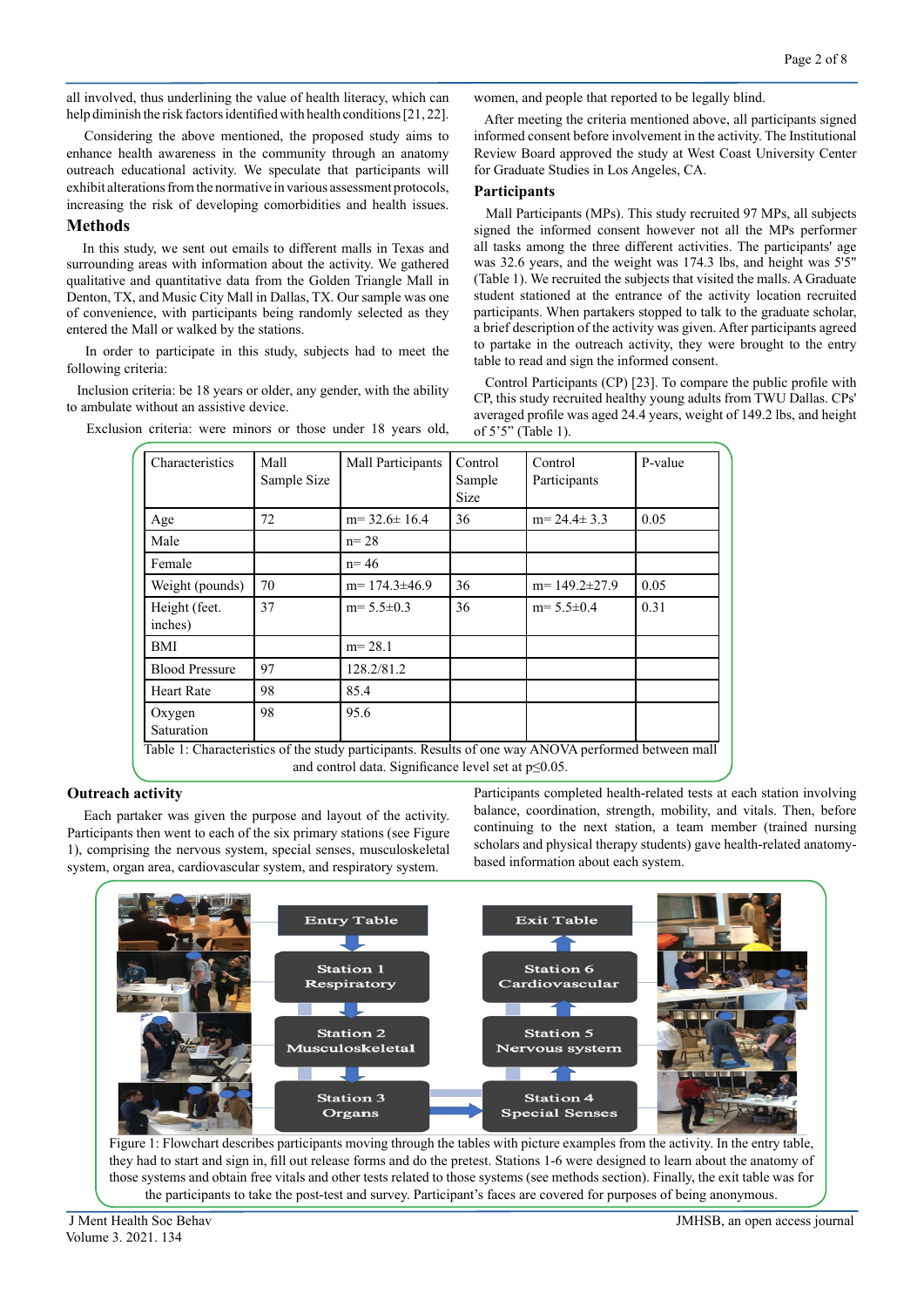all involved, thus underlining the value of health literacy, which can help diminish the risk factors identified with health conditions [21, 22].

Considering the above mentioned, the proposed study aims to enhance health awareness in the community through an anatomy outreach educational activity. We speculate that participants will exhibit alterations from the normative in various assessment protocols, increasing the risk of developing comorbidities and health issues.

## Methods

In this study, we sent out emails to different malls in Texas and surrounding areas with information about the activity. We gathered qualitative and quantitative data from the Golden Triangle Mall in Denton, TX, and Music City Mall in Dallas, TX. Our sample was one of convenience, with participants being randomly selected as they entered the Mall or walked by the stations.

In order to participate in this study, subjects had to meet the following criteria:

Inclusion criteria: be 18 years or older, any gender, with the ability to ambulate without an assistive device.

Exclusion criteria: were minors or those under 18 years old, women, and people that reported to be legally blind.

After meeting the criteria mentioned above, all participants signed informed consent before involvement in the activity. The Institutional Review Board approved the study at West Coast University Center for Graduate Studies in Los Angeles, CA.

### Participants

Mall Participants (MPs). This study recruited 97 MPs, all subjects signed the informed consent however not all the MPs performer all tasks among the three different activities. The participants' age was 32.6 years, and the weight was 174.3 lbs, and height was 5'5" (Table 1). We recruited the subjects that visited the malls. A Graduate student stationed at the entrance of the activity location recruited participants. When partakers stopped to talk to the graduate scholar, a brief description of the activity was given. After participants agreed to partake in the outreach activity, they were brought to the entry table to read and sign the informed consent.

Control Participants (CP) [23]. To compare the public profile with CP, this study recruited healthy young adults from TWU Dallas. CPs' averaged profile was aged 24.4 years, weight of 149.2 lbs, and height of 5'5" (Table 1).

| Characteristics | Mall Sample Size | Mall Participants | Control Sample Size | Control Participants | P-value |
|---|---|---|---|---|---|
| Age | 72 | m= 32.6± 16.4 | 36 | m= 24.4± 3.3 | 0.05 |
| Male | | n= 28 | | | |
| Female | | n= 46 | | | |
| Weight (pounds) | 70 | m= 174.3±46.9 | 36 | m= 149.2±27.9 | 0.05 |
| Height (feet. inches) | 37 | m= 5.5±0.3 | 36 | m= 5.5±0.4 | 0.31 |
| BMI | | m= 28.1 | | | |
| Blood Pressure | 97 | 128.2/81.2 | | | |
| Heart Rate | 98 | 85.4 | | | |
| Oxygen Saturation | 98 | 95.6 | | | |

Table 1: Characteristics of the study participants. Results of one way ANOVA performed between mall and control data. Significance level set at $p \leq 0.05$.

### Outreach activity

Each partaker was given the purpose and layout of the activity. Participants then went to each of the six primary stations (see Figure 1), comprising the nervous system, special senses, musculoskeletal system, organ area, cardiovascular system, and respiratory system. Participants completed health-related tests at each station involving balance, coordination, strength, mobility, and vitals. Then, before continuing to the next station, a team member (trained nursing scholars and physical therapy students) gave health-related anatomy-based information about each system.

Figure 1: Flowchart describes participants moving through the tables with picture examples from the activity. In the entry table, they had to start and sign in, fill out release forms and do the pretest. Stations 1-6 were designed to learn about the anatomy of those systems and obtain free vitals and other tests related to those systems (see methods section). Finally, the exit table was for the participants to take the post-test and survey. Participant's faces are covered for purposes of being anonymous.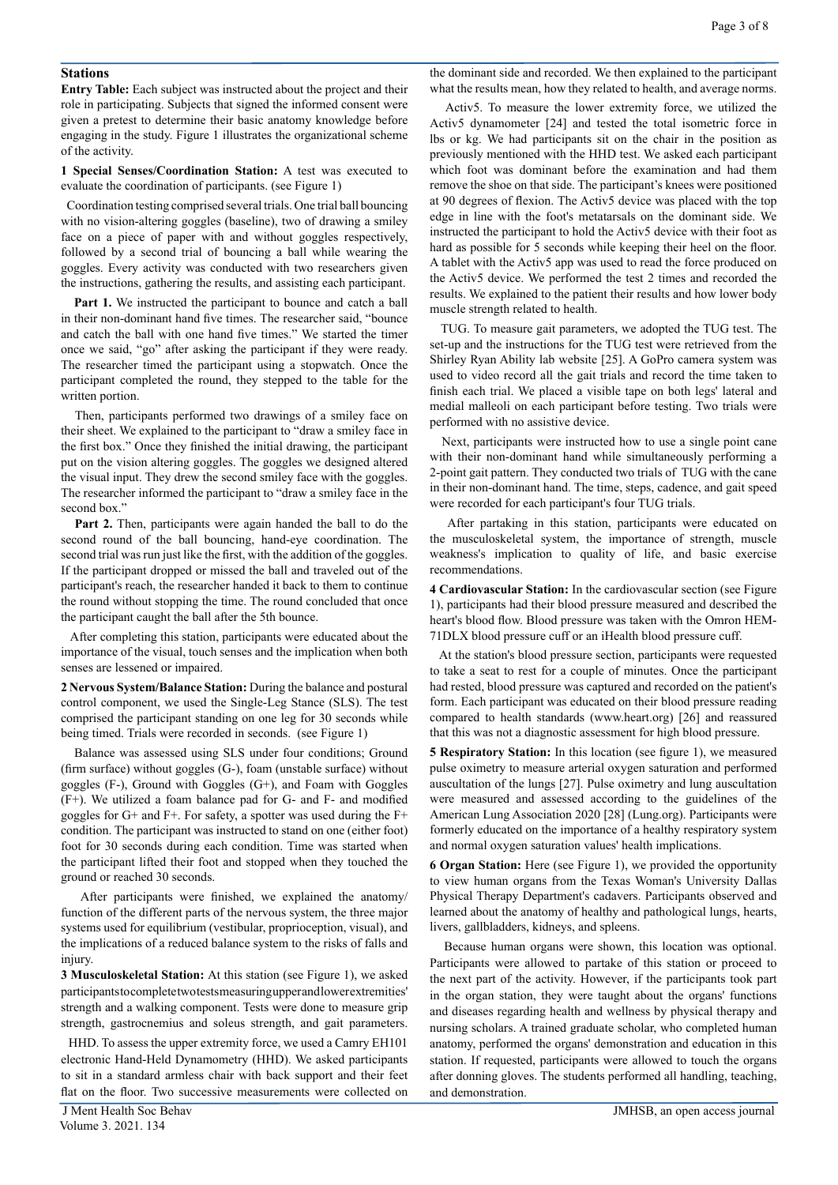## Stations

**Entry Table:** Each subject was instructed about the project and their role in participating. Subjects that signed the informed consent were given a pretest to determine their basic anatomy knowledge before engaging in the study. Figure 1 illustrates the organizational scheme of the activity.

**1 Special Senses/Coordination Station:** A test was executed to evaluate the coordination of participants. (see Figure 1)

Coordination testing comprised several trials. One trial ball bouncing with no vision-altering goggles (baseline), two of drawing a smiley face on a piece of paper with and without goggles respectively, followed by a second trial of bouncing a ball while wearing the goggles. Every activity was conducted with two researchers given the instructions, gathering the results, and assisting each participant.

**Part 1.** We instructed the participant to bounce and catch a ball in their non-dominant hand five times. The researcher said, "bounce and catch the ball with one hand five times." We started the timer once we said, "go" after asking the participant if they were ready. The researcher timed the participant using a stopwatch. Once the participant completed the round, they stepped to the table for the written portion.

Then, participants performed two drawings of a smiley face on their sheet. We explained to the participant to "draw a smiley face in the first box." Once they finished the initial drawing, the participant put on the vision altering goggles. The goggles we designed altered the visual input. They drew the second smiley face with the goggles. The researcher informed the participant to "draw a smiley face in the second box."

**Part 2.** Then, participants were again handed the ball to do the second round of the ball bouncing, hand-eye coordination. The second trial was run just like the first, with the addition of the goggles. If the participant dropped or missed the ball and traveled out of the participant's reach, the researcher handed it back to them to continue the round without stopping the time. The round concluded that once the participant caught the ball after the 5th bounce.

After completing this station, participants were educated about the importance of the visual, touch senses and the implication when both senses are lessened or impaired.

**2 Nervous System/Balance Station:** During the balance and postural control component, we used the Single-Leg Stance (SLS). The test comprised the participant standing on one leg for 30 seconds while being timed. Trials were recorded in seconds. (see Figure 1)

Balance was assessed using SLS under four conditions; Ground (firm surface) without goggles (G-), foam (unstable surface) without goggles (F-), Ground with Goggles (G+), and Foam with Goggles (F+). We utilized a foam balance pad for G- and F- and modified goggles for G+ and F+. For safety, a spotter was used during the F+ condition. The participant was instructed to stand on one (either foot) foot for 30 seconds during each condition. Time was started when the participant lifted their foot and stopped when they touched the ground or reached 30 seconds.

After participants were finished, we explained the anatomy/function of the different parts of the nervous system, the three major systems used for equilibrium (vestibular, proprioception, visual), and the implications of a reduced balance system to the risks of falls and injury.

**3 Musculoskeletal Station:** At this station (see Figure 1), we asked participants to complete two tests measuring upper and lower extremities' strength and a walking component. Tests were done to measure grip strength, gastrocnemius and soleus strength, and gait parameters.

HHD. To assess the upper extremity force, we used a Camry EH101 electronic Hand-Held Dynamometry (HHD). We asked participants to sit in a standard armless chair with back support and their feet flat on the floor. Two successive measurements were collected on the dominant side and recorded. We then explained to the participant what the results mean, how they related to health, and average norms.

Activ5. To measure the lower extremity force, we utilized the Activ5 dynamometer [24] and tested the total isometric force in lbs or kg. We had participants sit on the chair in the position as previously mentioned with the HHD test. We asked each participant which foot was dominant before the examination and had them remove the shoe on that side. The participant's knees were positioned at 90 degrees of flexion. The Activ5 device was placed with the top edge in line with the foot's metatarsals on the dominant side. We instructed the participant to hold the Activ5 device with their foot as hard as possible for 5 seconds while keeping their heel on the floor. A tablet with the Activ5 app was used to read the force produced on the Activ5 device. We performed the test 2 times and recorded the results. We explained to the patient their results and how lower body muscle strength related to health.

TUG. To measure gait parameters, we adopted the TUG test. The set-up and the instructions for the TUG test were retrieved from the Shirley Ryan Ability lab website [25]. A GoPro camera system was used to video record all the gait trials and record the time taken to finish each trial. We placed a visible tape on both legs' lateral and medial malleoli on each participant before testing. Two trials were performed with no assistive device.

Next, participants were instructed how to use a single point cane with their non-dominant hand while simultaneously performing a 2-point gait pattern. They conducted two trials of TUG with the cane in their non-dominant hand. The time, steps, cadence, and gait speed were recorded for each participant's four TUG trials.

After partaking in this station, participants were educated on the musculoskeletal system, the importance of strength, muscle weakness's implication to quality of life, and basic exercise recommendations.

**4 Cardiovascular Station:** In the cardiovascular section (see Figure 1), participants had their blood pressure measured and described the heart's blood flow. Blood pressure was taken with the Omron HEM-71DLX blood pressure cuff or an iHealth blood pressure cuff.

At the station's blood pressure section, participants were requested to take a seat to rest for a couple of minutes. Once the participant had rested, blood pressure was captured and recorded on the patient's form. Each participant was educated on their blood pressure reading compared to health standards (www.heart.org) [26] and reassured that this was not a diagnostic assessment for high blood pressure.

**5 Respiratory Station:** In this location (see figure 1), we measured pulse oximetry to measure arterial oxygen saturation and performed auscultation of the lungs [27]. Pulse oximetry and lung auscultation were measured and assessed according to the guidelines of the American Lung Association 2020 [28] (Lung.org). Participants were formerly educated on the importance of a healthy respiratory system and normal oxygen saturation values' health implications.

**6 Organ Station:** Here (see Figure 1), we provided the opportunity to view human organs from the Texas Woman's University Dallas Physical Therapy Department's cadavers. Participants observed and learned about the anatomy of healthy and pathological lungs, hearts, livers, gallbladders, kidneys, and spleens.

Because human organs were shown, this location was optional. Participants were allowed to partake of this station or proceed to the next part of the activity. However, if the participants took part in the organ station, they were taught about the organs' functions and diseases regarding health and wellness by physical therapy and nursing scholars. A trained graduate scholar, who completed human anatomy, performed the organs' demonstration and education in this station. If requested, participants were allowed to touch the organs after donning gloves. The students performed all handling, teaching, and demonstration.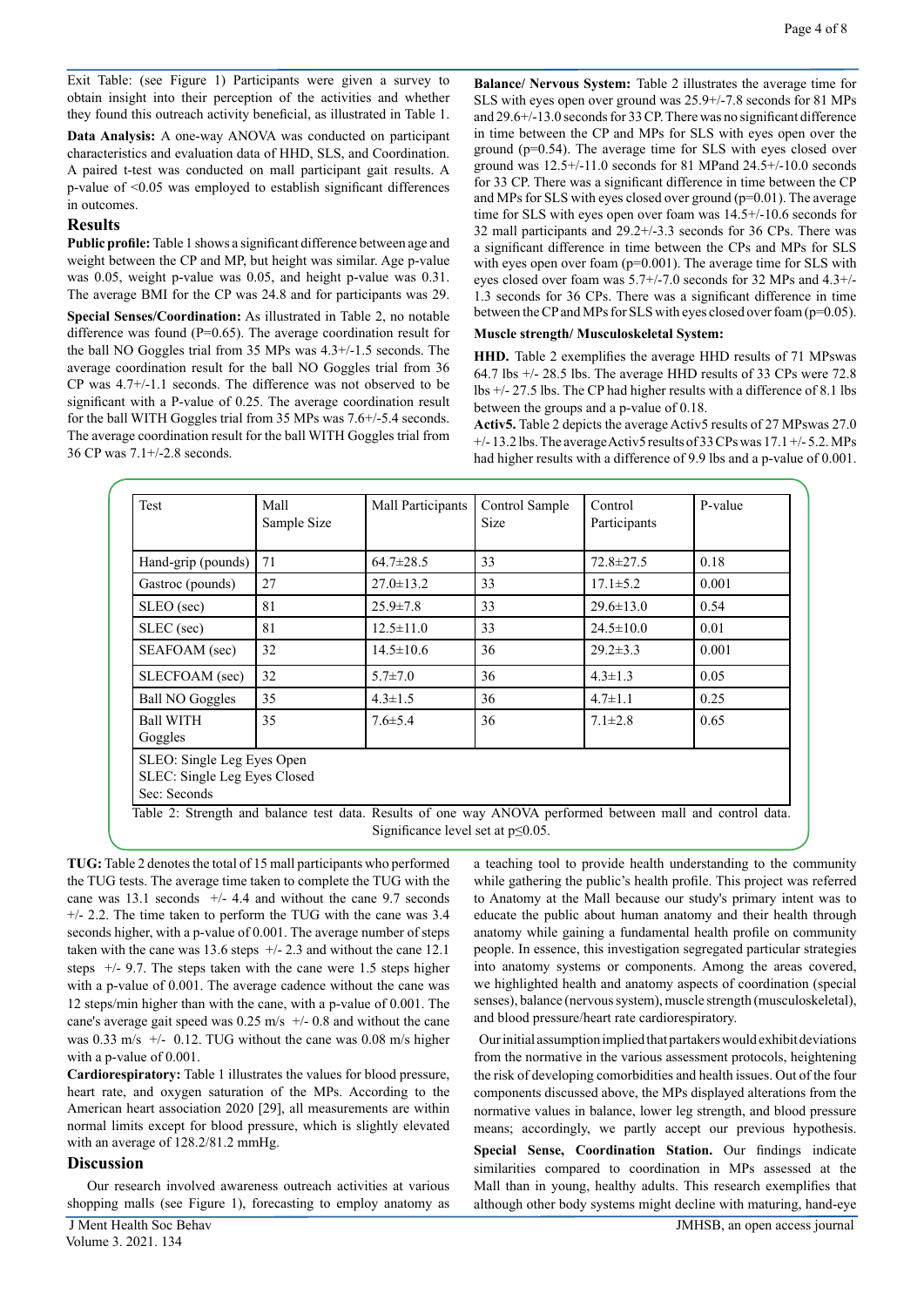Exit Table: (see Figure 1) Participants were given a survey to obtain insight into their perception of the activities and whether they found this outreach activity beneficial, as illustrated in Table 1.

**Data Analysis:** A one-way ANOVA was conducted on participant characteristics and evaluation data of HHD, SLS, and Coordination. A paired t-test was conducted on mall participant gait results. A p-value of <0.05 was employed to establish significant differences in outcomes.

## Results

**Public profile:** Table 1 shows a significant difference between age and weight between the CP and MP, but height was similar. Age p-value was 0.05, weight p-value was 0.05, and height p-value was 0.31. The average BMI for the CP was 24.8 and for participants was 29.

**Special Senses/Coordination:** As illustrated in Table 2, no notable difference was found (P=0.65). The average coordination result for the ball NO Goggles trial from 35 MPs was 4.3+/-1.5 seconds. The average coordination result for the ball NO Goggles trial from 36 CP was 4.7+/-1.1 seconds. The difference was not observed to be significant with a P-value of 0.25. The average coordination result for the ball WITH Goggles trial from 35 MPs was 7.6+/-5.4 seconds. The average coordination result for the ball WITH Goggles trial from 36 CP was 7.1+/-2.8 seconds.

**Balance/ Nervous System:** Table 2 illustrates the average time for SLS with eyes open over ground was 25.9+/-7.8 seconds for 81 MPs and 29.6+/-13.0 seconds for 33 CP. There was no significant difference in time between the CP and MPs for SLS with eyes open over the ground (p=0.54). The average time for SLS with eyes closed over ground was 12.5+/-11.0 seconds for 81 MPand 24.5+/-10.0 seconds for 33 CP. There was a significant difference in time between the CP and MPs for SLS with eyes closed over ground (p=0.01). The average time for SLS with eyes open over foam was 14.5+/-10.6 seconds for 32 mall participants and 29.2+/-3.3 seconds for 36 CPs. There was a significant difference in time between the CPs and MPs for SLS with eyes open over foam (p=0.001). The average time for SLS with eyes closed over foam was 5.7+/-7.0 seconds for 32 MPs and 4.3+/-1.3 seconds for 36 CPs. There was a significant difference in time between the CP and MPs for SLS with eyes closed over foam (p=0.05).

**Muscle strength/ Musculoskeletal System:**

**HHD.** Table 2 exemplifies the average HHD results of 71 MPswas 64.7 lbs +/- 28.5 lbs. The average HHD results of 33 CPs were 72.8 lbs +/- 27.5 lbs. The CP had higher results with a difference of 8.1 lbs between the groups and a p-value of 0.18.

**Activ5.** Table 2 depicts the average Activ5 results of 27 MPswas 27.0 +/- 13.2 lbs. The average Activ5 results of 33 CPs was 17.1 +/- 5.2. MPs had higher results with a difference of 9.9 lbs and a p-value of 0.001.

| Test | Mall Sample Size | Mall Participants | Control Sample Size | Control Participants | P-value |
|---|---|---|---|---|---|
| Hand-grip (pounds) | 71 | 64.7±28.5 | 33 | 72.8±27.5 | 0.18 |
| Gastroc (pounds) | 27 | 27.0±13.2 | 33 | 17.1±5.2 | 0.001 |
| SLEO (sec) | 81 | 25.9±7.8 | 33 | 29.6±13.0 | 0.54 |
| SLEC (sec) | 81 | 12.5±11.0 | 33 | 24.5±10.0 | 0.01 |
| SEAFOAM (sec) | 32 | 14.5±10.6 | 36 | 29.2±3.3 | 0.001 |
| SLECFOAM (sec) | 32 | 5.7±7.0 | 36 | 4.3±1.3 | 0.05 |
| Ball NO Goggles | 35 | 4.3±1.5 | 36 | 4.7±1.1 | 0.25 |
| Ball WITH Goggles | 35 | 7.6±5.4 | 36 | 7.1±2.8 | 0.65 |

SLEO: Single Leg Eyes Open
SLEC: Single Leg Eyes Closed
Sec: Seconds

Table 2: Strength and balance test data. Results of one way ANOVA performed between mall and control data. Significance level set at p≤0.05.

**TUG:** Table 2 denotes the total of 15 mall participants who performed the TUG tests. The average time taken to complete the TUG with the cane was 13.1 seconds +/- 4.4 and without the cane 9.7 seconds +/- 2.2. The time taken to perform the TUG with the cane was 3.4 seconds higher, with a p-value of 0.001. The average number of steps taken with the cane was 13.6 steps +/- 2.3 and without the cane 12.1 steps +/- 9.7. The steps taken with the cane were 1.5 steps higher with a p-value of 0.001. The average cadence without the cane was 12 steps/min higher than with the cane, with a p-value of 0.001. The cane's average gait speed was 0.25 m/s +/- 0.8 and without the cane was 0.33 m/s +/- 0.12. TUG without the cane was 0.08 m/s higher with a p-value of 0.001.

**Cardiorespiratory:** Table 1 illustrates the values for blood pressure, heart rate, and oxygen saturation of the MPs. According to the American heart association 2020 [29], all measurements are within normal limits except for blood pressure, which is slightly elevated with an average of 128.2/81.2 mmHg.

## Discussion

Our research involved awareness outreach activities at various shopping malls (see Figure 1), forecasting to employ anatomy as a teaching tool to provide health understanding to the community while gathering the public's health profile. This project was referred to Anatomy at the Mall because our study's primary intent was to educate the public about human anatomy and their health through anatomy while gaining a fundamental health profile on community people. In essence, this investigation segregated particular strategies into anatomy systems or components. Among the areas covered, we highlighted health and anatomy aspects of coordination (special senses), balance (nervous system), muscle strength (musculoskeletal), and blood pressure/heart rate cardiorespiratory.

Our initial assumption implied that partakers would exhibit deviations from the normative in the various assessment protocols, heightening the risk of developing comorbidities and health issues. Out of the four components discussed above, the MPs displayed alterations from the normative values in balance, lower leg strength, and blood pressure means; accordingly, we partly accept our previous hypothesis.

**Special Sense, Coordination Station.** Our findings indicate similarities compared to coordination in MPs assessed at the Mall than in young, healthy adults. This research exemplifies that although other body systems might decline with maturing, hand-eye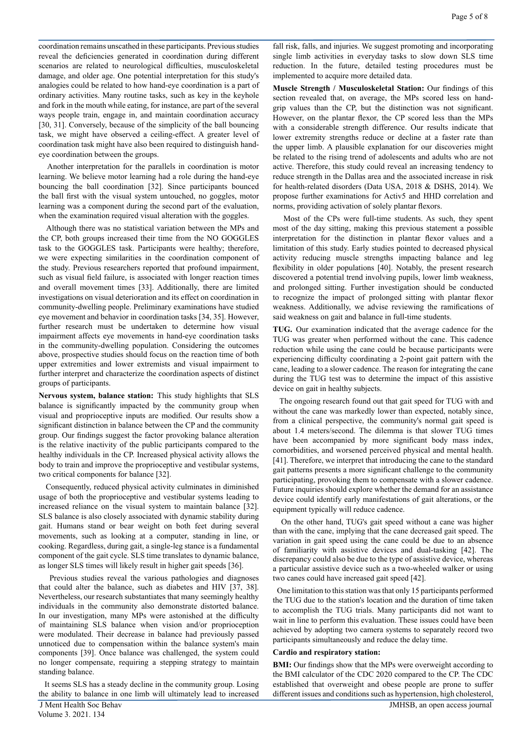coordination remains unscathed in these participants. Previous studies reveal the deficiencies generated in coordination during different scenarios are related to neurological difficulties, musculoskeletal damage, and older age. One potential interpretation for this study's analogies could be related to how hand-eye coordination is a part of ordinary activities. Many routine tasks, such as key in the keyhole and fork in the mouth while eating, for instance, are part of the several ways people train, engage in, and maintain coordination accuracy [30, 31]. Conversely, because of the simplicity of the ball bouncing task, we might have observed a ceiling-effect. A greater level of coordination task might have also been required to distinguish hand-eye coordination between the groups.

Another interpretation for the parallels in coordination is motor learning. We believe motor learning had a role during the hand-eye bouncing the ball coordination [32]. Since participants bounced the ball first with the visual system untouched, no goggles, motor learning was a component during the second part of the evaluation, when the examination required visual alteration with the goggles.

Although there was no statistical variation between the MPs and the CP, both groups increased their time from the NO GOGGLES task to the GOGGLES task. Participants were healthy; therefore, we were expecting similarities in the coordination component of the study. Previous researchers reported that profound impairment, such as visual field failure, is associated with longer reaction times and overall movement times [33]. Additionally, there are limited investigations on visual deterioration and its effect on coordination in community-dwelling people. Preliminary examinations have studied eye movement and behavior in coordination tasks [34, 35]. However, further research must be undertaken to determine how visual impairment affects eye movements in hand-eye coordination tasks in the community-dwelling population. Considering the outcomes above, prospective studies should focus on the reaction time of both upper extremities and lower extremists and visual impairment to further interpret and characterize the coordination aspects of distinct groups of participants.

**Nervous system, balance station:** This study highlights that SLS balance is significantly impacted by the community group when visual and proprioceptive inputs are modified. Our results show a significant distinction in balance between the CP and the community group. Our findings suggest the factor provoking balance alteration is the relative inactivity of the public participants compared to the healthy individuals in the CP. Increased physical activity allows the body to train and improve the proprioceptive and vestibular systems, two critical components for balance [32].

Consequently, reduced physical activity culminates in diminished usage of both the proprioceptive and vestibular systems leading to increased reliance on the visual system to maintain balance [32]. SLS balance is also closely associated with dynamic stability during gait. Humans stand or bear weight on both feet during several movements, such as looking at a computer, standing in line, or cooking. Regardless, during gait, a single-leg stance is a fundamental component of the gait cycle. SLS time translates to dynamic balance, as longer SLS times will likely result in higher gait speeds [36].

Previous studies reveal the various pathologies and diagnoses that could alter the balance, such as diabetes and HIV [37, 38]. Nevertheless, our research substantiates that many seemingly healthy individuals in the community also demonstrate distorted balance. In our investigation, many MPs were astonished at the difficulty of maintaining SLS balance when vision and/or proprioception were modulated. Their decrease in balance had previously passed unnoticed due to compensation within the balance system's main components [39]. Once balance was challenged, the system could no longer compensate, requiring a stepping strategy to maintain standing balance.

It seems SLS has a steady decline in the community group. Losing the ability to balance in one limb will ultimately lead to increased fall risk, falls, and injuries. We suggest promoting and incorporating single limb activities in everyday tasks to slow down SLS time reduction. In the future, detailed testing procedures must be implemented to acquire more detailed data.

**Muscle Strength / Musculoskeletal Station:** Our findings of this section revealed that, on average, the MPs scored less on hand-grip values than the CP, but the distinction was not significant. However, on the plantar flexor, the CP scored less than the MPs with a considerable strength difference. Our results indicate that lower extremity strengths reduce or decline at a faster rate than the upper limb. A plausible explanation for our discoveries might be related to the rising trend of adolescents and adults who are not active. Therefore, this study could reveal an increasing tendency to reduce strength in the Dallas area and the associated increase in risk for health-related disorders (Data USA, 2018 & DSHS, 2014). We propose further examinations for Activ5 and HHD correlation and norms, providing activation of solely plantar flexors.

Most of the CPs were full-time students. As such, they spent most of the day sitting, making this previous statement a possible interpretation for the distinction in plantar flexor values and a limitation of this study. Early studies pointed to decreased physical activity reducing muscle strengths impacting balance and leg flexibility in older populations [40]. Notably, the present research discovered a potential trend involving pupils, lower limb weakness, and prolonged sitting. Further investigation should be conducted to recognize the impact of prolonged sitting with plantar flexor weakness. Additionally, we advise reviewing the ramifications of said weakness on gait and balance in full-time students.

**TUG.** Our examination indicated that the average cadence for the TUG was greater when performed without the cane. This cadence reduction while using the cane could be because participants were experiencing difficulty coordinating a 2-point gait pattern with the cane, leading to a slower cadence. The reason for integrating the cane during the TUG test was to determine the impact of this assistive device on gait in healthy subjects.

The ongoing research found out that gait speed for TUG with and without the cane was markedly lower than expected, notably since, from a clinical perspective, the community's normal gait speed is about 1.4 meters/second. The dilemma is that slower TUG times have been accompanied by more significant body mass index, comorbidities, and worsened perceived physical and mental health. [41]. Therefore, we interpret that introducing the cane to the standard gait patterns presents a more significant challenge to the community participating, provoking them to compensate with a slower cadence. Future inquiries should explore whether the demand for an assistance device could identify early manifestations of gait alterations, or the equipment typically will reduce cadence.

On the other hand, TUG's gait speed without a cane was higher than with the cane, implying that the cane decreased gait speed. The variation in gait speed using the cane could be due to an absence of familiarity with assistive devices and dual-tasking [42]. The discrepancy could also be due to the type of assistive device, whereas a particular assistive device such as a two-wheeled walker or using two canes could have increased gait speed [42].

One limitation to this station was that only 15 participants performed the TUG due to the station's location and the duration of time taken to accomplish the TUG trials. Many participants did not want to wait in line to perform this evaluation. These issues could have been achieved by adopting two camera systems to separately record two participants simultaneously and reduce the delay time.

**Cardio and respiratory station:**

**BMI:** Our findings show that the MPs were overweight according to the BMI calculator of the CDC 2020 compared to the CP. The CDC established that overweight and obese people are prone to suffer different issues and conditions such as hypertension, high cholesterol,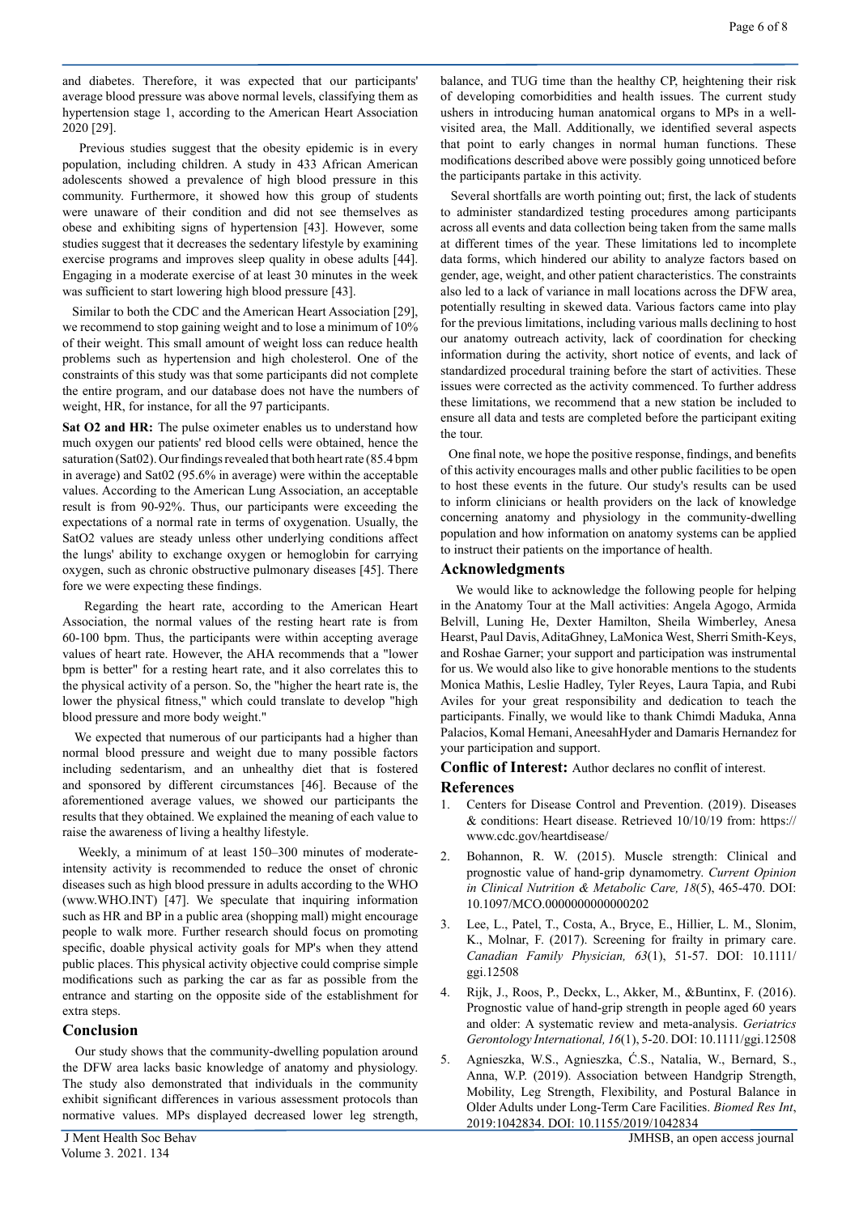and diabetes. Therefore, it was expected that our participants' average blood pressure was above normal levels, classifying them as hypertension stage 1, according to the American Heart Association 2020 [29].

Previous studies suggest that the obesity epidemic is in every population, including children. A study in 433 African American adolescents showed a prevalence of high blood pressure in this community. Furthermore, it showed how this group of students were unaware of their condition and did not see themselves as obese and exhibiting signs of hypertension [43]. However, some studies suggest that it decreases the sedentary lifestyle by examining exercise programs and improves sleep quality in obese adults [44]. Engaging in a moderate exercise of at least 30 minutes in the week was sufficient to start lowering high blood pressure [43].

Similar to both the CDC and the American Heart Association [29], we recommend to stop gaining weight and to lose a minimum of 10% of their weight. This small amount of weight loss can reduce health problems such as hypertension and high cholesterol. One of the constraints of this study was that some participants did not complete the entire program, and our database does not have the numbers of weight, HR, for instance, for all the 97 participants.

**Sat O2 and HR:** The pulse oximeter enables us to understand how much oxygen our patients' red blood cells were obtained, hence the saturation (Sat02). Our findings revealed that both heart rate (85.4 bpm in average) and Sat02 (95.6% in average) were within the acceptable values. According to the American Lung Association, an acceptable result is from 90-92%. Thus, our participants were exceeding the expectations of a normal rate in terms of oxygenation. Usually, the SatO2 values are steady unless other underlying conditions affect the lungs' ability to exchange oxygen or hemoglobin for carrying oxygen, such as chronic obstructive pulmonary diseases [45]. There fore we were expecting these findings.

Regarding the heart rate, according to the American Heart Association, the normal values of the resting heart rate is from 60-100 bpm. Thus, the participants were within accepting average values of heart rate. However, the AHA recommends that a "lower bpm is better" for a resting heart rate, and it also correlates this to the physical activity of a person. So, the "higher the heart rate is, the lower the physical fitness," which could translate to develop "high blood pressure and more body weight."

We expected that numerous of our participants had a higher than normal blood pressure and weight due to many possible factors including sedentarism, and an unhealthy diet that is fostered and sponsored by different circumstances [46]. Because of the aforementioned average values, we showed our participants the results that they obtained. We explained the meaning of each value to raise the awareness of living a healthy lifestyle.

Weekly, a minimum of at least 150–300 minutes of moderate-intensity activity is recommended to reduce the onset of chronic diseases such as high blood pressure in adults according to the WHO (www.WHO.INT) [47]. We speculate that inquiring information such as HR and BP in a public area (shopping mall) might encourage people to walk more. Further research should focus on promoting specific, doable physical activity goals for MP's when they attend public places. This physical activity objective could comprise simple modifications such as parking the car as far as possible from the entrance and starting on the opposite side of the establishment for extra steps.

## Conclusion

Our study shows that the community-dwelling population around the DFW area lacks basic knowledge of anatomy and physiology. The study also demonstrated that individuals in the community exhibit significant differences in various assessment protocols than normative values. MPs displayed decreased lower leg strength, balance, and TUG time than the healthy CP, heightening their risk of developing comorbidities and health issues. The current study ushers in introducing human anatomical organs to MPs in a well-visited area, the Mall. Additionally, we identified several aspects that point to early changes in normal human functions. These modifications described above were possibly going unnoticed before the participants partake in this activity.

Several shortfalls are worth pointing out; first, the lack of students to administer standardized testing procedures among participants across all events and data collection being taken from the same malls at different times of the year. These limitations led to incomplete data forms, which hindered our ability to analyze factors based on gender, age, weight, and other patient characteristics. The constraints also led to a lack of variance in mall locations across the DFW area, potentially resulting in skewed data. Various factors came into play for the previous limitations, including various malls declining to host our anatomy outreach activity, lack of coordination for checking information during the activity, short notice of events, and lack of standardized procedural training before the start of activities. These issues were corrected as the activity commenced. To further address these limitations, we recommend that a new station be included to ensure all data and tests are completed before the participant exiting the tour.

One final note, we hope the positive response, findings, and benefits of this activity encourages malls and other public facilities to be open to host these events in the future. Our study's results can be used to inform clinicians or health providers on the lack of knowledge concerning anatomy and physiology in the community-dwelling population and how information on anatomy systems can be applied to instruct their patients on the importance of health.

## Acknowledgments

We would like to acknowledge the following people for helping in the Anatomy Tour at the Mall activities: Angela Agogo, Armida Belvill, Luning He, Dexter Hamilton, Sheila Wimberley, Anesa Hearst, Paul Davis, AditaGhney, LaMonica West, Sherri Smith-Keys, and Roshae Garner; your support and participation was instrumental for us. We would also like to give honorable mentions to the students Monica Mathis, Leslie Hadley, Tyler Reyes, Laura Tapia, and Rubi Aviles for your great responsibility and dedication to teach the participants. Finally, we would like to thank Chimdi Maduka, Anna Palacios, Komal Hemani, AneesahHyder and Damaris Hernandez for your participation and support.

**Conflic of Interest:** Author declares no conflit of interest.

## References

1. Centers for Disease Control and Prevention. (2019). Diseases & conditions: Heart disease. Retrieved 10/10/19 from: https://www.cdc.gov/heartdisease/
2. Bohannon, R. W. (2015). Muscle strength: Clinical and prognostic value of hand-grip dynamometry. *Current Opinion in Clinical Nutrition & Metabolic Care, 18*(5), 465-470. DOI: 10.1097/MCO.0000000000000202
3. Lee, L., Patel, T., Costa, A., Bryce, E., Hillier, L. M., Slonim, K., Molnar, F. (2017). Screening for frailty in primary care. *Canadian Family Physician, 63*(1), 51-57. DOI: 10.1111/ggi.12508
4. Rijk, J., Roos, P., Deckx, L., Akker, M., &Buntinx, F. (2016). Prognostic value of hand-grip strength in people aged 60 years and older: A systematic review and meta-analysis. *Geriatrics Gerontology International, 16*(1), 5-20. DOI: 10.1111/ggi.12508
5. Agnieszka, W.S., Agnieszka, Ć.S., Natalia, W., Bernard, S., Anna, W.P. (2019). Association between Handgrip Strength, Mobility, Leg Strength, Flexibility, and Postural Balance in Older Adults under Long-Term Care Facilities. *Biomed Res Int*, 2019:1042834. DOI: 10.1155/2019/1042834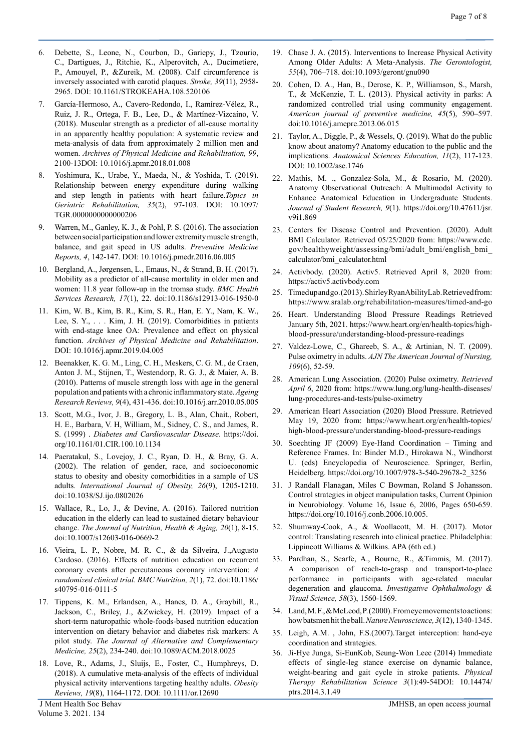6. Debette, S., Leone, N., Courbon, D., Gariepy, J., Tzourio, C., Dartigues, J., Ritchie, K., Alperovitch, A., Ducimetiere, P., Amouyel, P., &Zureik, M. (2008). Calf circumference is inversely associated with carotid plaques. *Stroke, 39*(11), 2958-2965. DOI: 10.1161/STROKEAHA.108.520106

7. García-Hermoso, A., Cavero-Redondo, I., Ramírez-Vélez, R., Ruiz, J. R., Ortega, F. B., Lee, D., & Martínez-Vizcaíno, V. (2018). Muscular strength as a predictor of all-cause mortality in an apparently healthy population: A systematic review and meta-analysis of data from approximately 2 million men and women. *Archives of Physical Medicine and Rehabilitation, 99*, 2100-13DOI: 10.1016/j.apmr.2018.01.008

8. Yoshimura, K., Urabe, Y., Maeda, N., & Yoshida, T. (2019). Relationship between energy expenditure during walking and step length in patients with heart failure.*Topics in Geriatric Rehabilitation, 35*(2), 97-103. DOI: 10.1097/TGR.0000000000000206

9. Warren, M., Ganley, K. J., & Pohl, P. S. (2016). The association between social participation and lower extremity muscle strength, balance, and gait speed in US adults. *Preventive Medicine Reports, 4*, 142-147. DOI: 10.1016/j.pmedr.2016.06.005

10. Bergland, A., Jørgensen, L., Emaus, N., & Strand, B. H. (2017). Mobility as a predictor of all-cause mortality in older men and women: 11.8 year follow-up in the tromsø study. *BMC Health Services Research, 17*(1), 22. doi:10.1186/s12913-016-1950-0

11. Kim, W. B., Kim, B. R., Kim, S. R., Han, E. Y., Nam, K. W., Lee, S. Y., . . . Kim, J. H. (2019). Comorbidities in patients with end-stage knee OA: Prevalence and effect on physical function. *Archives of Physical Medicine and Rehabilitation*. DOI: 10.1016/j.apmr.2019.04.005

12. Beenakker, K. G. M., Ling, C. H., Meskers, C. G. M., de Craen, Anton J. M., Stijnen, T., Westendorp, R. G. J., & Maier, A. B. (2010). Patterns of muscle strength loss with age in the general population and patients with a chronic inflammatory state. *Ageing Research Reviews, 9*(4), 431-436. doi:10.1016/j.arr.2010.05.005

13. Scott, M.G., Ivor, J. B., Gregory, L. B., Alan, Chait., Robert, H. E., Barbara, V. H, William, M., Sidney, C. S., and James, R. S. (1999) . *Diabetes and Cardiovascular Disease*. https://doi.org/10.1161/01.CIR.100.10.1134

14. Paeratakul, S., Lovejoy, J. C., Ryan, D. H., & Bray, G. A. (2002). The relation of gender, race, and socioeconomic status to obesity and obesity comorbidities in a sample of US adults. *International Journal of Obesity, 26*(9), 1205-1210. doi:10.1038/SJ.ijo.0802026

15. Wallace, R., Lo, J., & Devine, A. (2016). Tailored nutrition education in the elderly can lead to sustained dietary behaviour change. *The Journal of Nutrition, Health & Aging, 20*(1), 8-15. doi:10.1007/s12603-016-0669-2

16. Vieira, L. P., Nobre, M. R. C., & da Silveira, J.,Augusto Cardoso. (2016). Effects of nutrition education on recurrent coronary events after percutaneous coronary intervention: *A randomized clinical trial. BMC Nutrition, 2*(1), 72. doi:10.1186/s40795-016-0111-5

17. Tippens, K. M., Erlandsen, A., Hanes, D. A., Graybill, R., Jackson, C., Briley, J., &Zwickey, H. (2019). Impact of a short-term naturopathic whole-foods-based nutrition education intervention on dietary behavior and diabetes risk markers: A pilot study. *The Journal of Alternative and Complementary Medicine, 25*(2), 234-240. doi:10.1089/ACM.2018.0025

18. Love, R., Adams, J., Sluijs, E., Foster, C., Humphreys, D. (2018). A cumulative meta-analysis of the effects of individual physical activity interventions targeting healthy adults. *Obesity Reviews, 19*(8), 1164-1172. DOI: 10.1111/or.12690

19. Chase J. A. (2015). Interventions to Increase Physical Activity Among Older Adults: A Meta-Analysis. *The Gerontologist, 55*(4), 706–718. doi:10.1093/geront/gnu090

20. Cohen, D. A., Han, B., Derose, K. P., Williamson, S., Marsh, T., & McKenzie, T. L. (2013). Physical activity in parks: A randomized controlled trial using community engagement. *American journal of preventive medicine, 45*(5), 590–597. doi:10.1016/j.amepre.2013.06.015

21. Taylor, A., Diggle, P., & Wessels, Q. (2019). What do the public know about anatomy? Anatomy education to the public and the implications. *Anatomical Sciences Education, 11*(2), 117-123. DOI: 10.1002/ase.1746

22. Mathis, M. ., Gonzalez-Sola, M., & Rosario, M. (2020). Anatomy Observational Outreach: A Multimodal Activity to Enhance Anatomical Education in Undergraduate Students. *Journal of Student Research, 9*(1). https://doi.org/10.47611/jsr.v9i1.869

23. Centers for Disease Control and Prevention. (2020). Adult BMI Calculator. Retrieved 05/25/2020 from: https://www.cdc.gov/healthyweight/assessing/bmi/adult_bmi/english_bmi_calculator/bmi_calculator.html

24. Activbody. (2020). Activ5. Retrieved April 8, 2020 from: https://activ5.activbody.com

25. Timedupandgo.(2013).ShirleyRyanAbilityLab.Retrievedfrom: https://www.sralab.org/rehabilitation-measures/timed-and-go

26. Heart. Understanding Blood Pressure Readings Retrieved January 5th, 2021. https://www.heart.org/en/health-topics/high-blood-pressure/understanding-blood-pressure-readings

27. Valdez-Lowe, C., Ghareeb, S. A., & Artinian, N. T. (2009). Pulse oximetry in adults. *AJN The American Journal of Nursing, 109*(6), 52-59.

28. American Lung Association. (2020) Pulse oximetry. *Retrieved April 6*, 2020 from: https://www.lung.org/lung-health-diseases/lung-procedures-and-tests/pulse-oximetry

29. American Heart Association (2020) Blood Pressure. Retrieved May 19, 2020 from: https://www.heart.org/en/health-topics/high-blood-pressure/understanding-blood-pressure-readings

30. Soechting JF (2009) Eye-Hand Coordination – Timing and Reference Frames. In: Binder M.D., Hirokawa N., Windhorst U. (eds) Encyclopedia of Neuroscience. Springer, Berlin, Heidelberg. https://doi.org/10.1007/978-3-540-29678-2_3256

31. J Randall Flanagan, Miles C Bowman, Roland S Johansson. Control strategies in object manipulation tasks, Current Opinion in Neurobiology. Volume 16, Issue 6, 2006, Pages 650-659. https://doi.org/10.1016/j.conb.2006.10.005.

32. Shumway-Cook, A., & Woollacott, M. H. (2017). Motor control: Translating research into clinical practice. Philadelphia: Lippincott Williams & Wilkins. APA (6th ed.)

33. Pardhan, S., Scarfe, A., Bourne, R., &Timmis, M. (2017). A comparison of reach-to-grasp and transport-to-place performance in participants with age-related macular degeneration and glaucoma. *Investigative Ophthalmology & Visual Science, 58*(3), 1560-1569.

34. Land,M.F.,&McLeod,P.(2000).From eye movements to actions: how batsmen hit the ball. *Nature Neuroscience, 3*(12), 1340-1345.

35. Leigh, A.M. , John, F.S.(2007).Target interception: hand-eye coordination and strategies.

36. Ji-Hye Junga, Si-EunKob, Seung-Won Leec (2014) Immediate effects of single-leg stance exercise on dynamic balance, weight-bearing and gait cycle in stroke patients. *Physical Therapy Rehabilitation Science 3*(1):49-54DOI: 10.14474/ptrs.2014.3.1.49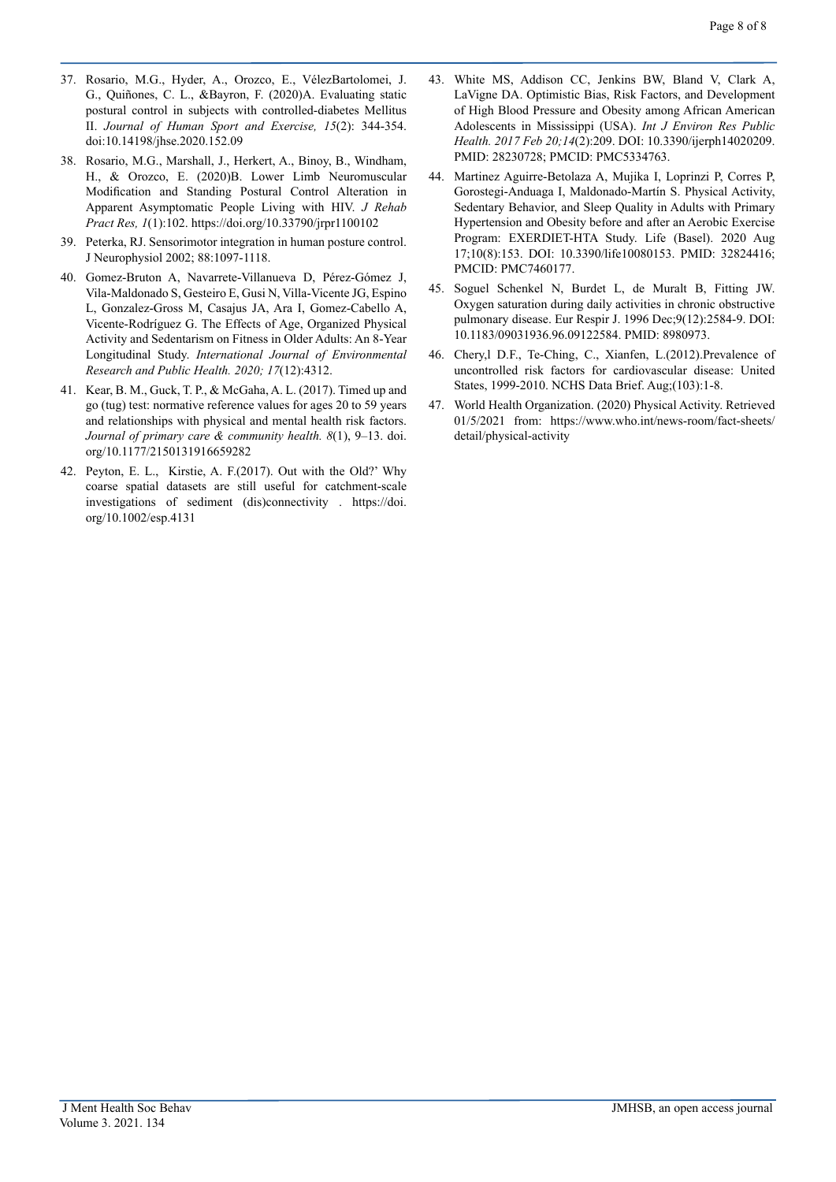37. Rosario, M.G., Hyder, A., Orozco, E., VélezBartolomei, J. G., Quiñones, C. L., &Bayron, F. (2020)A. Evaluating static postural control in subjects with controlled-diabetes Mellitus II. *Journal of Human Sport and Exercise, 15*(2): 344-354. doi:10.14198/jhse.2020.152.09

38. Rosario, M.G., Marshall, J., Herkert, A., Binoy, B., Windham, H., & Orozco, E. (2020)B. Lower Limb Neuromuscular Modification and Standing Postural Control Alteration in Apparent Asymptomatic People Living with HIV. *J Rehab Pract Res, 1*(1):102. https://doi.org/10.33790/jrpr1100102

39. Peterka, RJ. Sensorimotor integration in human posture control. J Neurophysiol 2002; 88:1097-1118.

40. Gomez-Bruton A, Navarrete-Villanueva D, Pérez-Gómez J, Vila-Maldonado S, Gesteiro E, Gusi N, Villa-Vicente JG, Espino L, Gonzalez-Gross M, Casajus JA, Ara I, Gomez-Cabello A, Vicente-Rodríguez G. The Effects of Age, Organized Physical Activity and Sedentarism on Fitness in Older Adults: An 8-Year Longitudinal Study. *International Journal of Environmental Research and Public Health. 2020; 17*(12):4312.

41. Kear, B. M., Guck, T. P., & McGaha, A. L. (2017). Timed up and go (tug) test: normative reference values for ages 20 to 59 years and relationships with physical and mental health risk factors. *Journal of primary care & community health. 8*(1), 9–13. doi.org/10.1177/2150131916659282

42. Peyton, E. L., Kirstie, A. F.(2017). Out with the Old?' Why coarse spatial datasets are still useful for catchment-scale investigations of sediment (dis)connectivity . https://doi.org/10.1002/esp.4131

43. White MS, Addison CC, Jenkins BW, Bland V, Clark A, LaVigne DA. Optimistic Bias, Risk Factors, and Development of High Blood Pressure and Obesity among African American Adolescents in Mississippi (USA). *Int J Environ Res Public Health. 2017 Feb 20;14*(2):209. DOI: 10.3390/ijerph14020209. PMID: 28230728; PMCID: PMC5334763.

44. Martinez Aguirre-Betolaza A, Mujika I, Loprinzi P, Corres P, Gorostegi-Anduaga I, Maldonado-Martín S. Physical Activity, Sedentary Behavior, and Sleep Quality in Adults with Primary Hypertension and Obesity before and after an Aerobic Exercise Program: EXERDIET-HTA Study. Life (Basel). 2020 Aug 17;10(8):153. DOI: 10.3390/life10080153. PMID: 32824416; PMCID: PMC7460177.

45. Soguel Schenkel N, Burdet L, de Muralt B, Fitting JW. Oxygen saturation during daily activities in chronic obstructive pulmonary disease. Eur Respir J. 1996 Dec;9(12):2584-9. DOI: 10.1183/09031936.96.09122584. PMID: 8980973.

46. Chery,l D.F., Te-Ching, C., Xianfen, L.(2012).Prevalence of uncontrolled risk factors for cardiovascular disease: United States, 1999-2010. NCHS Data Brief. Aug;(103):1-8.

47. World Health Organization. (2020) Physical Activity. Retrieved 01/5/2021 from: https://www.who.int/news-room/fact-sheets/detail/physical-activity